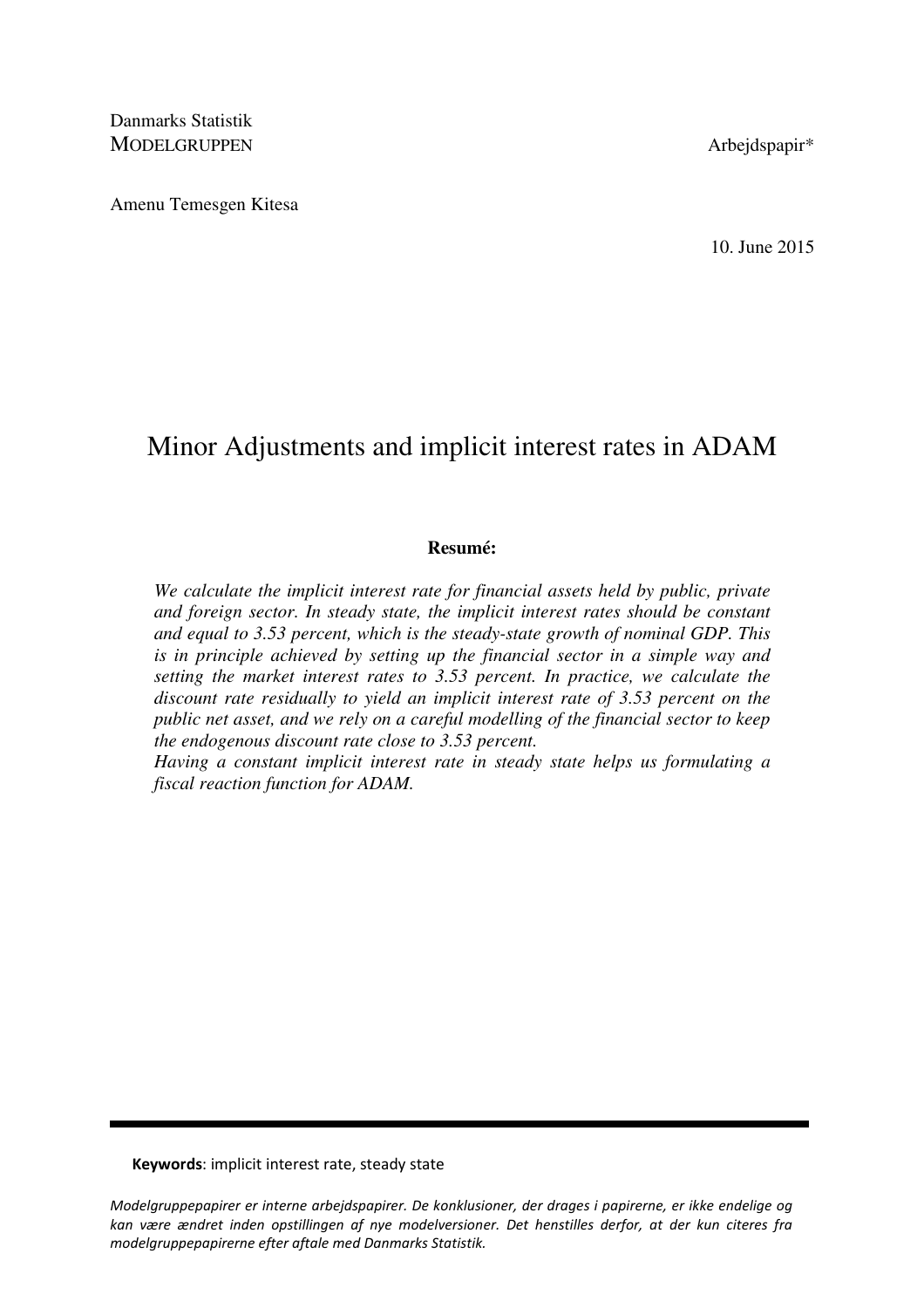Danmarks Statistik
MODELGRUPPEN

Arbejdspapir*

Amenu Temesgen Kitesa

10. June 2015

# Minor Adjustments and implicit interest rates in ADAM

**Resumé:**

*We calculate the implicit interest rate for financial assets held by public, private and foreign sector. In steady state, the implicit interest rates should be constant and equal to 3.53 percent, which is the steady-state growth of nominal GDP. This is in principle achieved by setting up the financial sector in a simple way and setting the market interest rates to 3.53 percent. In practice, we calculate the discount rate residually to yield an implicit interest rate of 3.53 percent on the public net asset, and we rely on a careful modelling of the financial sector to keep the endogenous discount rate close to 3.53 percent.*
*Having a constant implicit interest rate in steady state helps us formulating a fiscal reaction function for ADAM.*

---

**Keywords**: implicit interest rate, steady state

*Modelgruppepapirer er interne arbejdspapirer. De konklusioner, der drages i papirerne, er ikke endelige og kan være ændret inden opstillingen af nye modelversioner. Det henstilles derfor, at der kun citeres fra modelgruppepapirerne efter aftale med Danmarks Statistik.*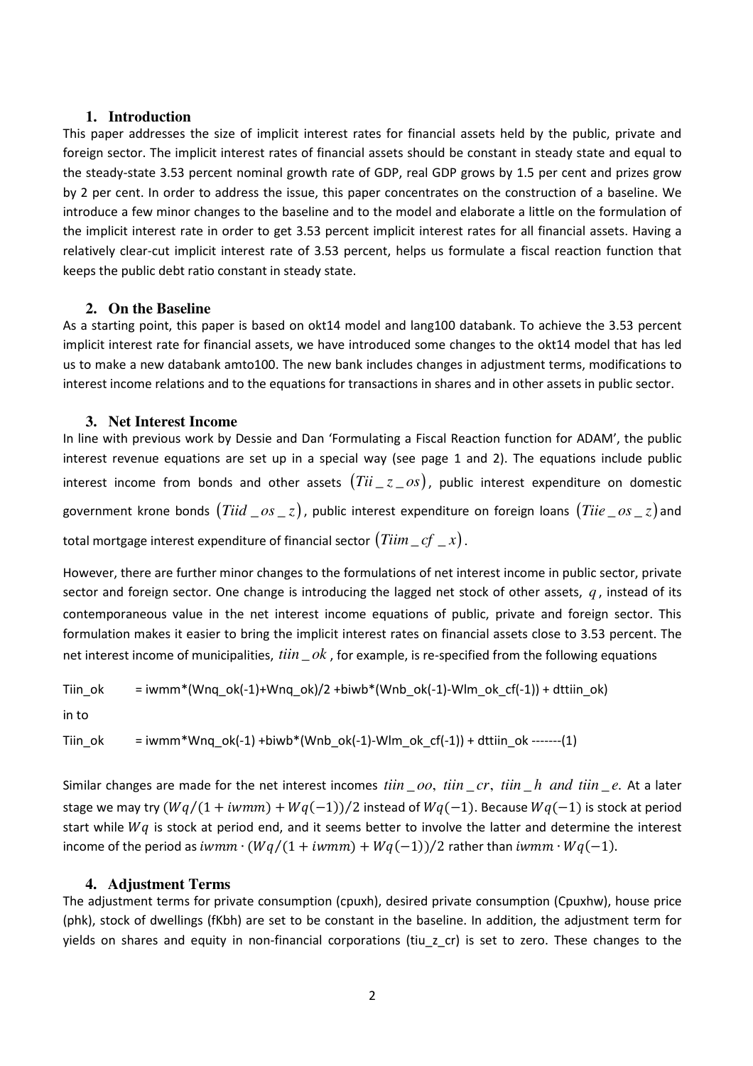## 1. Introduction

This paper addresses the size of implicit interest rates for financial assets held by the public, private and foreign sector. The implicit interest rates of financial assets should be constant in steady state and equal to the steady-state 3.53 percent nominal growth rate of GDP, real GDP grows by 1.5 per cent and prizes grow by 2 per cent. In order to address the issue, this paper concentrates on the construction of a baseline. We introduce a few minor changes to the baseline and to the model and elaborate a little on the formulation of the implicit interest rate in order to get 3.53 percent implicit interest rates for all financial assets. Having a relatively clear-cut implicit interest rate of 3.53 percent, helps us formulate a fiscal reaction function that keeps the public debt ratio constant in steady state.

## 2. On the Baseline

As a starting point, this paper is based on okt14 model and lang100 databank. To achieve the 3.53 percent implicit interest rate for financial assets, we have introduced some changes to the okt14 model that has led us to make a new databank amto100. The new bank includes changes in adjustment terms, modifications to interest income relations and to the equations for transactions in shares and in other assets in public sector.

## 3. Net Interest Income

In line with previous work by Dessie and Dan 'Formulating a Fiscal Reaction function for ADAM', the public interest revenue equations are set up in a special way (see page 1 and 2). The equations include public interest income from bonds and other assets $(Tii\_z\_os)$, public interest expenditure on domestic government krone bonds $(Tiid\_os\_z)$, public interest expenditure on foreign loans $(Tiie\_os\_z)$ and total mortgage interest expenditure of financial sector $(Tiim\_cf\_x)$.

However, there are further minor changes to the formulations of net interest income in public sector, private sector and foreign sector. One change is introducing the lagged net stock of other assets, $q$, instead of its contemporaneous value in the net interest income equations of public, private and foreign sector. This formulation makes it easier to bring the implicit interest rates on financial assets close to 3.53 percent. The net interest income of municipalities, $tiin\_ok$, for example, is re-specified from the following equations

```
Tiin_ok       = iwmm*(Wnq_ok(-1)+Wnq_ok)/2 +biwb*(Wnb_ok(-1)-Wlm_ok_cf(-1)) + dttiin_ok)
```

in to

```
Tiin_ok       = iwmm*Wnq_ok(-1) +biwb*(Wnb_ok(-1)-Wlm_ok_cf(-1)) + dttiin_ok -------(1)
```

Similar changes are made for the net interest incomes $tiin\_oo,\ tiin\_cr,\ tiin\_h\ \ and\ \ tiin\_e$. At a later stage we may try $(Wq/(1+iwmm)+Wq(-1))/2$ instead of $Wq(-1)$. Because $Wq(-1)$ is stock at period start while $Wq$ is stock at period end, and it seems better to involve the latter and determine the interest income of the period as $iwmm \cdot (Wq/(1+iwmm)+Wq(-1))/2$ rather than $iwmm \cdot Wq(-1)$.

## 4. Adjustment Terms

The adjustment terms for private consumption (cpuxh), desired private consumption (Cpuxhw), house price (phk), stock of dwellings (fKbh) are set to be constant in the baseline. In addition, the adjustment term for yields on shares and equity in non-financial corporations (tiu_z_cr) is set to zero. These changes to the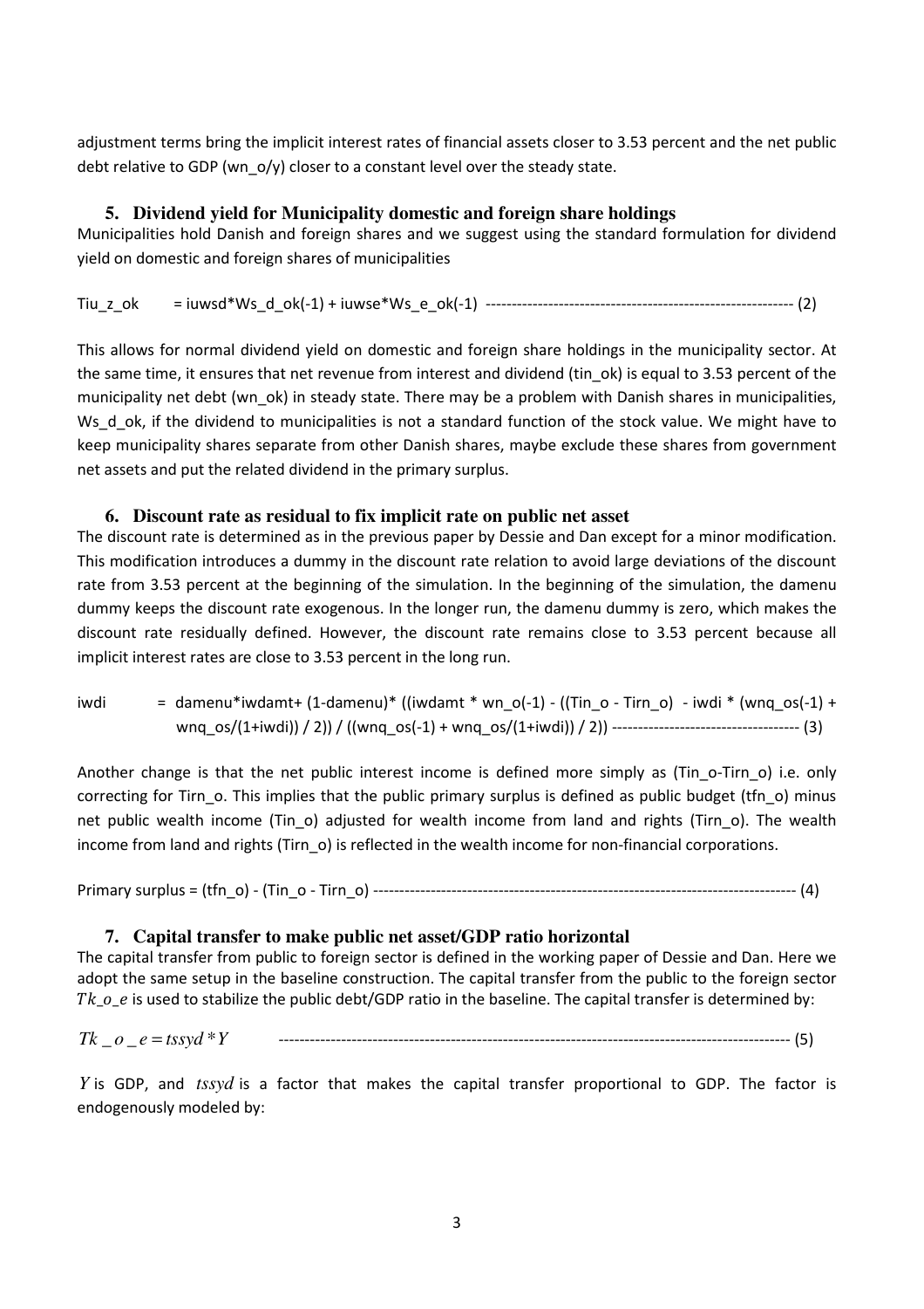adjustment terms bring the implicit interest rates of financial assets closer to 3.53 percent and the net public debt relative to GDP (wn_o/y) closer to a constant level over the steady state.

### 5. Dividend yield for Municipality domestic and foreign share holdings

Municipalities hold Danish and foreign shares and we suggest using the standard formulation for dividend yield on domestic and foreign shares of municipalities

Tiu_z_ok = iuwsd*Ws_d_ok(-1) + iuwse*Ws_e_ok(-1) ---------------------------------------------------------- (2)

This allows for normal dividend yield on domestic and foreign share holdings in the municipality sector. At the same time, it ensures that net revenue from interest and dividend (tin_ok) is equal to 3.53 percent of the municipality net debt (wn_ok) in steady state. There may be a problem with Danish shares in municipalities, Ws_d_ok, if the dividend to municipalities is not a standard function of the stock value. We might have to keep municipality shares separate from other Danish shares, maybe exclude these shares from government net assets and put the related dividend in the primary surplus.

### 6. Discount rate as residual to fix implicit rate on public net asset

The discount rate is determined as in the previous paper by Dessie and Dan except for a minor modification. This modification introduces a dummy in the discount rate relation to avoid large deviations of the discount rate from 3.53 percent at the beginning of the simulation. In the beginning of the simulation, the damenu dummy keeps the discount rate exogenous. In the longer run, the damenu dummy is zero, which makes the discount rate residually defined. However, the discount rate remains close to 3.53 percent because all implicit interest rates are close to 3.53 percent in the long run.

iwdi = damenu*iwdamt+ (1-damenu)* ((iwdamt * wn_o(-1) - ((Tin_o - Tirn_o) - iwdi * (wnq_os(-1) + wnq_os/(1+iwdi)) / 2)) / ((wnq_os(-1) + wnq_os/(1+iwdi)) / 2)) ------------------------------------ (3)

Another change is that the net public interest income is defined more simply as (Tin_o-Tirn_o) i.e. only correcting for Tirn_o. This implies that the public primary surplus is defined as public budget (tfn_o) minus net public wealth income (Tin_o) adjusted for wealth income from land and rights (Tirn_o). The wealth income from land and rights (Tirn_o) is reflected in the wealth income for non-financial corporations.

Primary surplus = (tfn_o) - (Tin_o - Tirn_o) --------------------------------------------------------------------------------- (4)

### 7. Capital transfer to make public net asset/GDP ratio horizontal

The capital transfer from public to foreign sector is defined in the working paper of Dessie and Dan. Here we adopt the same setup in the baseline construction. The capital transfer from the public to the foreign sector $Tk\_o\_e$ is used to stabilize the public debt/GDP ratio in the baseline. The capital transfer is determined by:

$$Tk\_o\_e = tssyd * Y \qquad (5)$$

$Y$ is GDP, and $tssyd$ is a factor that makes the capital transfer proportional to GDP. The factor is endogenously modeled by: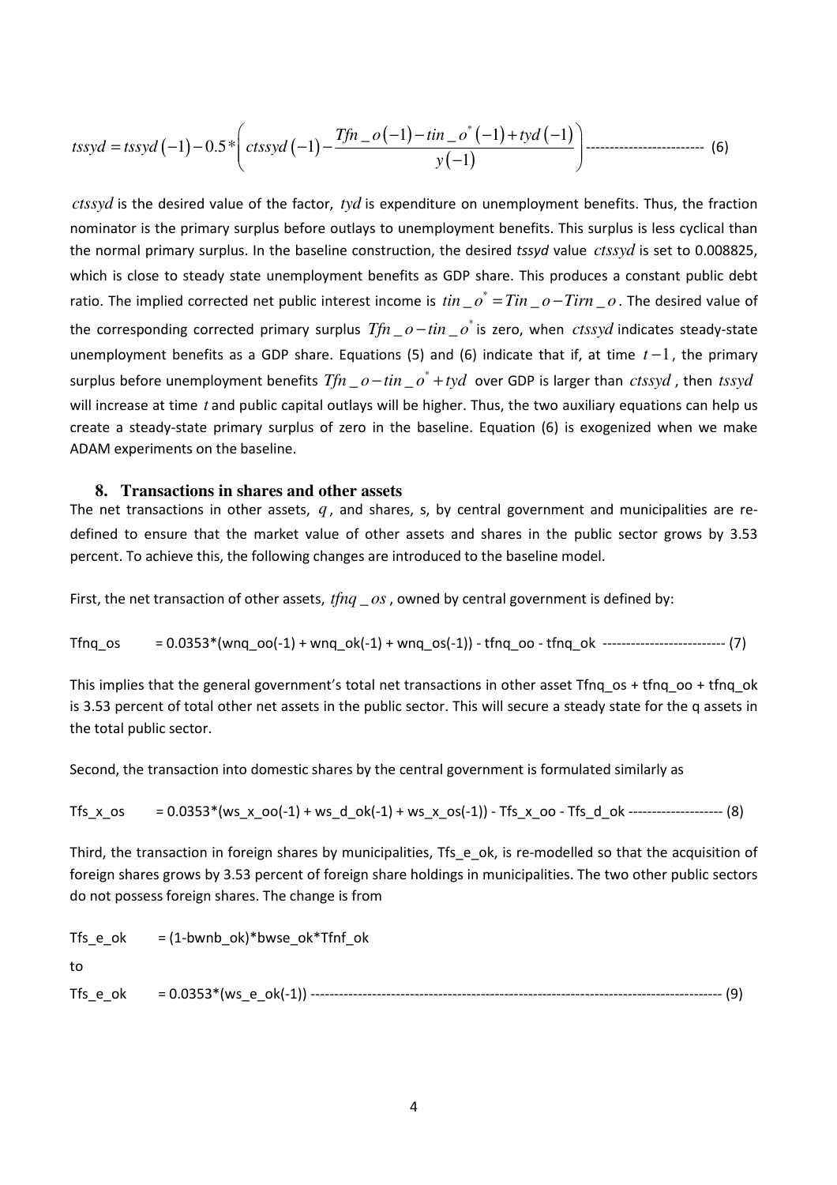$$tssyd = tssyd(-1) - 0.5*\left(ctssyd(-1) - \frac{Tfn\_o(-1) - tin\_o^*(-1) + tyd(-1)}{y(-1)}\right) \text{------------------------- (6)}$$

$ctssyd$ is the desired value of the factor, $tyd$ is expenditure on unemployment benefits. Thus, the fraction nominator is the primary surplus before outlays to unemployment benefits. This surplus is less cyclical than the normal primary surplus. In the baseline construction, the desired *tssyd* value $ctssyd$ is set to 0.008825, which is close to steady state unemployment benefits as GDP share. This produces a constant public debt ratio. The implied corrected net public interest income is $tin\_o^* = Tin\_o - Tirn\_o$. The desired value of the corresponding corrected primary surplus $Tfn\_o - tin\_o^*$ is zero, when $ctssyd$ indicates steady-state unemployment benefits as a GDP share. Equations (5) and (6) indicate that if, at time $t-1$, the primary surplus before unemployment benefits $Tfn\_o - tin\_o^* + tyd$ over GDP is larger than $ctssyd$, then $tssyd$ will increase at time *t* and public capital outlays will be higher. Thus, the two auxiliary equations can help us create a steady-state primary surplus of zero in the baseline. Equation (6) is exogenized when we make ADAM experiments on the baseline.

## 8. Transactions in shares and other assets

The net transactions in other assets, $q$, and shares, s, by central government and municipalities are re-defined to ensure that the market value of other assets and shares in the public sector grows by 3.53 percent. To achieve this, the following changes are introduced to the baseline model.

First, the net transaction of other assets, $tfnq\_os$, owned by central government is defined by:

Tfnq_os = 0.0353*(wnq_oo(-1) + wnq_ok(-1) + wnq_os(-1)) - tfnq_oo - tfnq_ok -------------------------- (7)

This implies that the general government's total net transactions in other asset Tfnq_os + tfnq_oo + tfnq_ok is 3.53 percent of total other net assets in the public sector. This will secure a steady state for the q assets in the total public sector.

Second, the transaction into domestic shares by the central government is formulated similarly as

Tfs_x_os = 0.0353*(ws_x_oo(-1) + ws_d_ok(-1) + ws_x_os(-1)) - Tfs_x_oo - Tfs_d_ok -------------------- (8)

Third, the transaction in foreign shares by municipalities, Tfs_e_ok, is re-modelled so that the acquisition of foreign shares grows by 3.53 percent of foreign share holdings in municipalities. The two other public sectors do not possess foreign shares. The change is from

Tfs_e_ok = (1-bwnb_ok)*bwse_ok*Tfnf_ok

to

Tfs_e_ok = 0.0353*(ws_e_ok(-1)) ---------------------------------------------------------------------------------------- (9)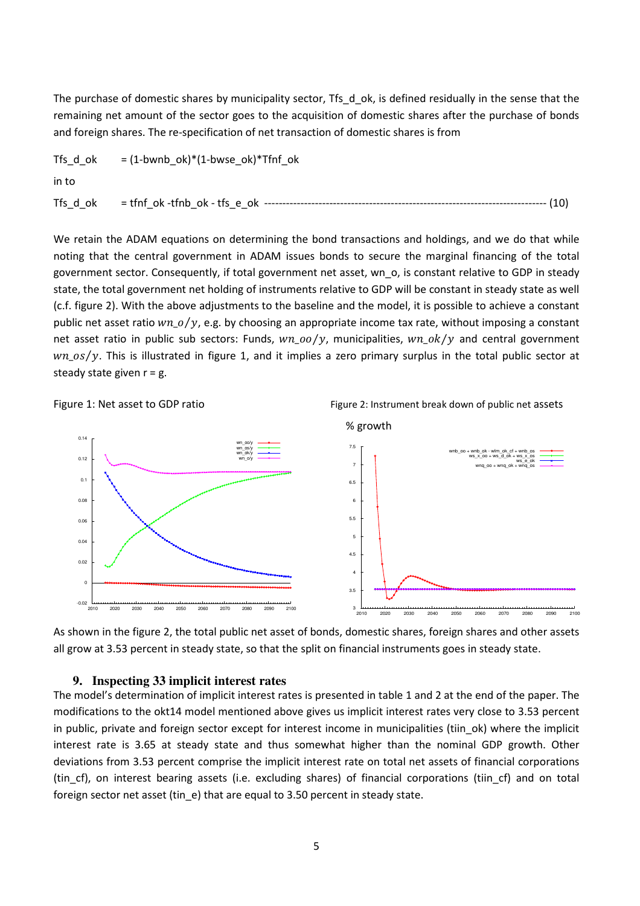The purchase of domestic shares by municipality sector, Tfs_d_ok, is defined residually in the sense that the remaining net amount of the sector goes to the acquisition of domestic shares after the purchase of bonds and foreign shares. The re-specification of net transaction of domestic shares is from

Tfs_d_ok = (1-bwnb_ok)*(1-bwse_ok)*Tfnf_ok

in to

Tfs_d_ok = tfnf_ok -tfnb_ok - tfs_e_ok ------------------------------------------------------------------------------ (10)

We retain the ADAM equations on determining the bond transactions and holdings, and we do that while noting that the central government in ADAM issues bonds to secure the marginal financing of the total government sector. Consequently, if total government net asset, wn_o, is constant relative to GDP in steady state, the total government net holding of instruments relative to GDP will be constant in steady state as well (c.f. figure 2). With the above adjustments to the baseline and the model, it is possible to achieve a constant public net asset ratio $wn\_o/y$, e.g. by choosing an appropriate income tax rate, without imposing a constant net asset ratio in public sub sectors: Funds, $wn\_oo/y$, municipalities, $wn\_ok/y$ and central government $wn\_os/y$. This is illustrated in figure 1, and it implies a zero primary surplus in the total public sector at steady state given r = g.

Figure 1: Net asset to GDP ratio

Figure 2: Instrument break down of public net assets

As shown in the figure 2, the total public net asset of bonds, domestic shares, foreign shares and other assets all grow at 3.53 percent in steady state, so that the split on financial instruments goes in steady state.

## 9. Inspecting 33 implicit interest rates

The model's determination of implicit interest rates is presented in table 1 and 2 at the end of the paper. The modifications to the okt14 model mentioned above gives us implicit interest rates very close to 3.53 percent in public, private and foreign sector except for interest income in municipalities (tiin_ok) where the implicit interest rate is 3.65 at steady state and thus somewhat higher than the nominal GDP growth. Other deviations from 3.53 percent comprise the implicit interest rate on total net assets of financial corporations (tin_cf), on interest bearing assets (i.e. excluding shares) of financial corporations (tiin_cf) and on total foreign sector net asset (tin_e) that are equal to 3.50 percent in steady state.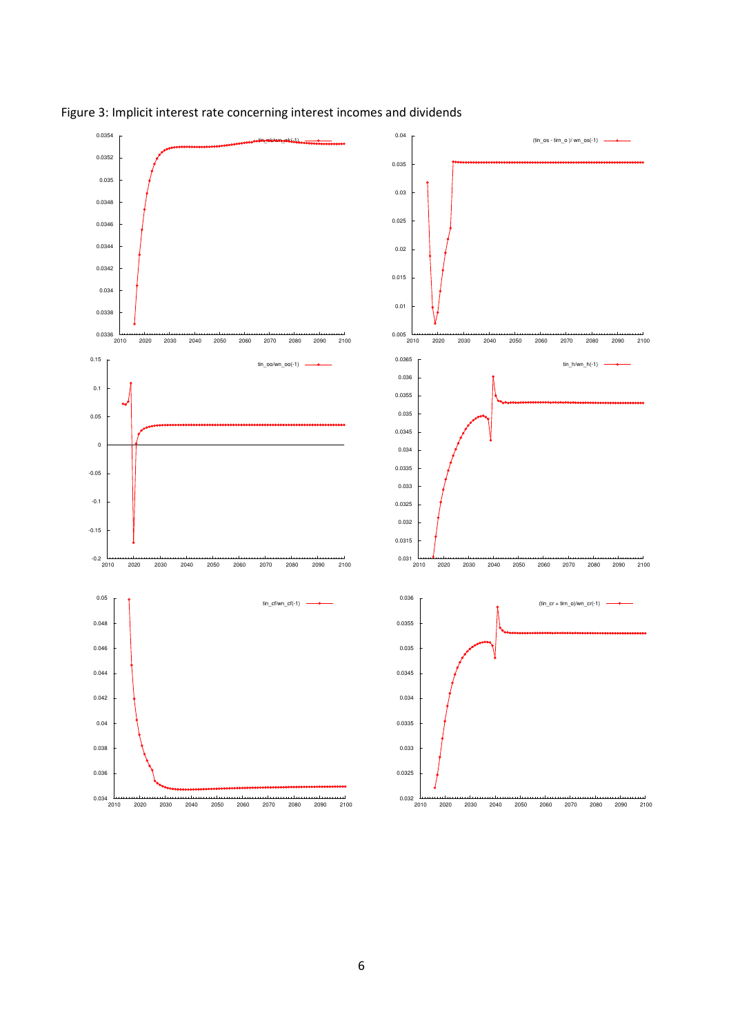Figure 3: Implicit interest rate concerning interest incomes and dividends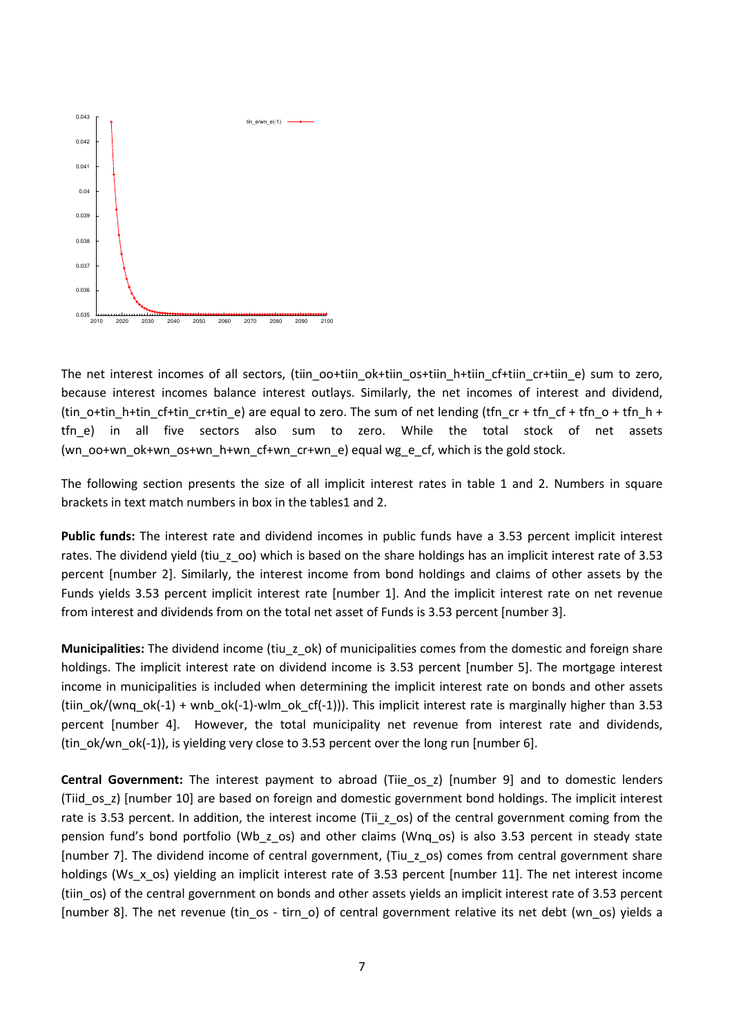The net interest incomes of all sectors, (tiin_oo+tiin_ok+tiin_os+tiin_h+tiin_cf+tiin_cr+tiin_e) sum to zero, because interest incomes balance interest outlays. Similarly, the net incomes of interest and dividend, (tin_o+tin_h+tin_cf+tin_cr+tin_e) are equal to zero. The sum of net lending (tfn_cr + tfn_cf + tfn_o + tfn_h + tfn_e) in all five sectors also sum to zero. While the total stock of net assets (wn_oo+wn_ok+wn_os+wn_h+wn_cf+wn_cr+wn_e) equal wg_e_cf, which is the gold stock.

The following section presents the size of all implicit interest rates in table 1 and 2. Numbers in square brackets in text match numbers in box in the tables1 and 2.

**Public funds:** The interest rate and dividend incomes in public funds have a 3.53 percent implicit interest rates. The dividend yield (tiu_z_oo) which is based on the share holdings has an implicit interest rate of 3.53 percent [number 2]. Similarly, the interest income from bond holdings and claims of other assets by the Funds yields 3.53 percent implicit interest rate [number 1]. And the implicit interest rate on net revenue from interest and dividends from on the total net asset of Funds is 3.53 percent [number 3].

**Municipalities:** The dividend income (tiu_z_ok) of municipalities comes from the domestic and foreign share holdings. The implicit interest rate on dividend income is 3.53 percent [number 5]. The mortgage interest income in municipalities is included when determining the implicit interest rate on bonds and other assets (tiin_ok/(wnq_ok(-1) + wnb_ok(-1)-wlm_ok_cf(-1))). This implicit interest rate is marginally higher than 3.53 percent [number 4]. However, the total municipality net revenue from interest rate and dividends, (tin_ok/wn_ok(-1)), is yielding very close to 3.53 percent over the long run [number 6].

**Central Government:** The interest payment to abroad (Tiie_os_z) [number 9] and to domestic lenders (Tiid_os_z) [number 10] are based on foreign and domestic government bond holdings. The implicit interest rate is 3.53 percent. In addition, the interest income (Tii_z_os) of the central government coming from the pension fund's bond portfolio (Wb_z_os) and other claims (Wnq_os) is also 3.53 percent in steady state [number 7]. The dividend income of central government, (Tiu_z_os) comes from central government share holdings (Ws_x_os) yielding an implicit interest rate of 3.53 percent [number 11]. The net interest income (tiin_os) of the central government on bonds and other assets yields an implicit interest rate of 3.53 percent [number 8]. The net revenue (tin_os - tirn_o) of central government relative its net debt (wn_os) yields a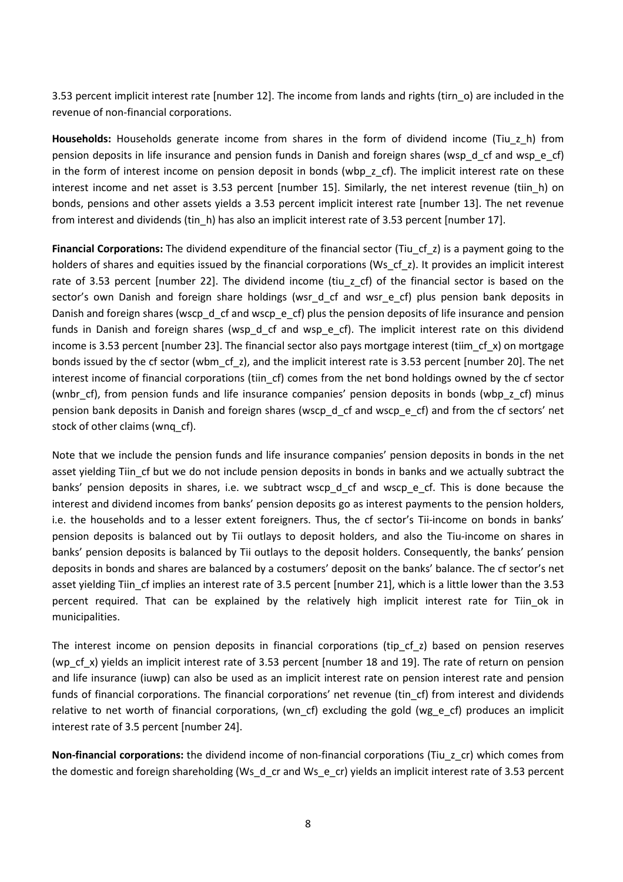3.53 percent implicit interest rate [number 12]. The income from lands and rights (tirn_o) are included in the revenue of non-financial corporations.

**Households:** Households generate income from shares in the form of dividend income (Tiu_z_h) from pension deposits in life insurance and pension funds in Danish and foreign shares (wsp_d_cf and wsp_e_cf) in the form of interest income on pension deposit in bonds (wbp_z_cf). The implicit interest rate on these interest income and net asset is 3.53 percent [number 15]. Similarly, the net interest revenue (tiin_h) on bonds, pensions and other assets yields a 3.53 percent implicit interest rate [number 13]. The net revenue from interest and dividends (tin_h) has also an implicit interest rate of 3.53 percent [number 17].

**Financial Corporations:** The dividend expenditure of the financial sector (Tiu_cf_z) is a payment going to the holders of shares and equities issued by the financial corporations (Ws_cf_z). It provides an implicit interest rate of 3.53 percent [number 22]. The dividend income (tiu_z_cf) of the financial sector is based on the sector's own Danish and foreign share holdings (wsr_d_cf and wsr_e_cf) plus pension bank deposits in Danish and foreign shares (wscp_d_cf and wscp_e_cf) plus the pension deposits of life insurance and pension funds in Danish and foreign shares (wsp_d_cf and wsp_e_cf). The implicit interest rate on this dividend income is 3.53 percent [number 23]. The financial sector also pays mortgage interest (tiim_cf_x) on mortgage bonds issued by the cf sector (wbm_cf_z), and the implicit interest rate is 3.53 percent [number 20]. The net interest income of financial corporations (tiin_cf) comes from the net bond holdings owned by the cf sector (wnbr_cf), from pension funds and life insurance companies' pension deposits in bonds (wbp_z_cf) minus pension bank deposits in Danish and foreign shares (wscp_d_cf and wscp_e_cf) and from the cf sectors' net stock of other claims (wnq_cf).

Note that we include the pension funds and life insurance companies' pension deposits in bonds in the net asset yielding Tiin_cf but we do not include pension deposits in bonds in banks and we actually subtract the banks' pension deposits in shares, i.e. we subtract wscp_d_cf and wscp_e_cf. This is done because the interest and dividend incomes from banks' pension deposits go as interest payments to the pension holders, i.e. the households and to a lesser extent foreigners. Thus, the cf sector's Tii-income on bonds in banks' pension deposits is balanced out by Tii outlays to deposit holders, and also the Tiu-income on shares in banks' pension deposits is balanced by Tii outlays to the deposit holders. Consequently, the banks' pension deposits in bonds and shares are balanced by a costumers' deposit on the banks' balance. The cf sector's net asset yielding Tiin_cf implies an interest rate of 3.5 percent [number 21], which is a little lower than the 3.53 percent required. That can be explained by the relatively high implicit interest rate for Tiin_ok in municipalities.

The interest income on pension deposits in financial corporations (tip_cf_z) based on pension reserves (wp_cf_x) yields an implicit interest rate of 3.53 percent [number 18 and 19]. The rate of return on pension and life insurance (iuwp) can also be used as an implicit interest rate on pension interest rate and pension funds of financial corporations. The financial corporations' net revenue (tin_cf) from interest and dividends relative to net worth of financial corporations, (wn_cf) excluding the gold (wg_e_cf) produces an implicit interest rate of 3.5 percent [number 24].

**Non-financial corporations:** the dividend income of non-financial corporations (Tiu_z_cr) which comes from the domestic and foreign shareholding (Ws_d_cr and Ws_e_cr) yields an implicit interest rate of 3.53 percent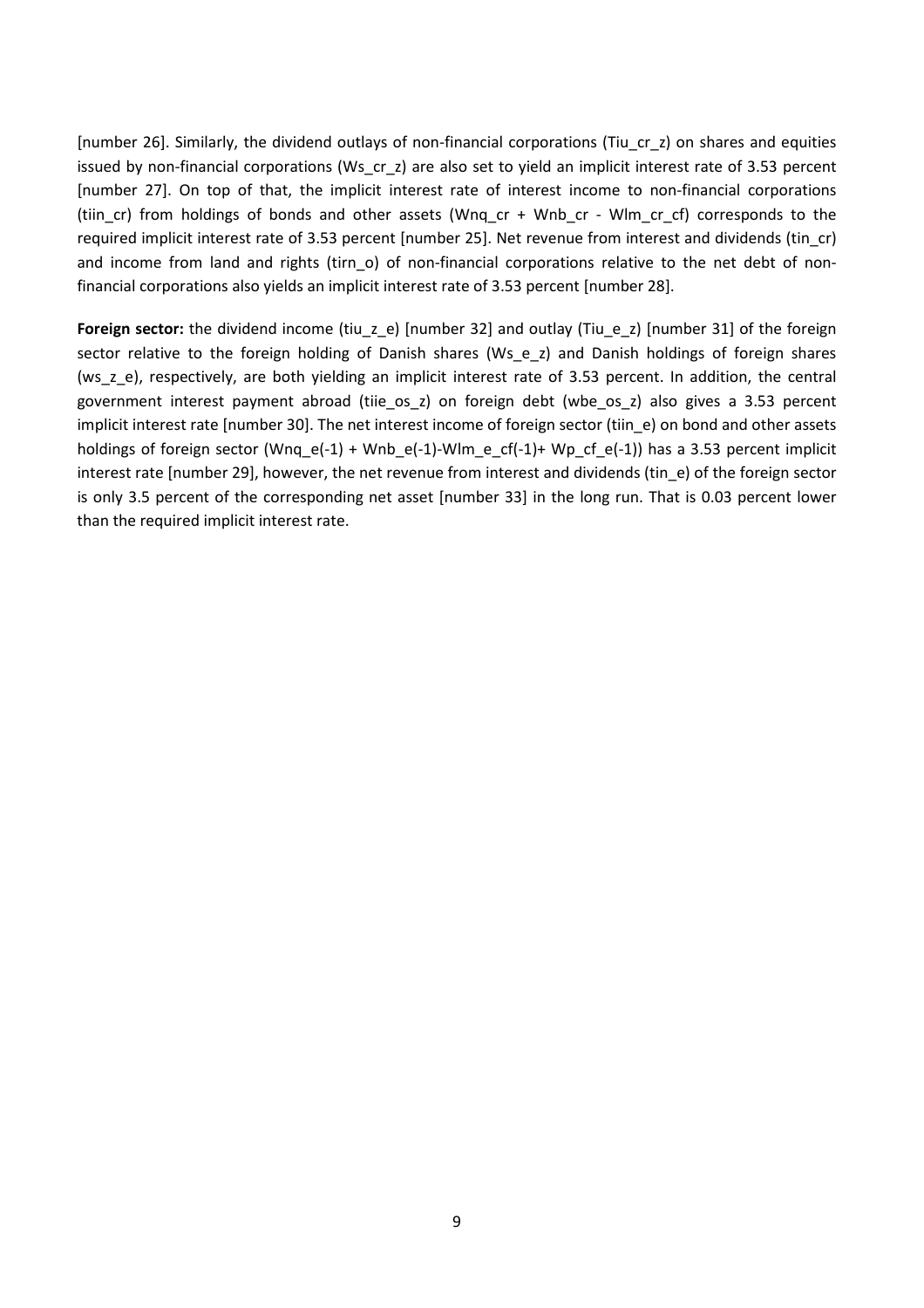[number 26]. Similarly, the dividend outlays of non-financial corporations (Tiu_cr_z) on shares and equities issued by non-financial corporations (Ws_cr_z) are also set to yield an implicit interest rate of 3.53 percent [number 27]. On top of that, the implicit interest rate of interest income to non-financial corporations (tiin_cr) from holdings of bonds and other assets (Wnq_cr + Wnb_cr - Wlm_cr_cf) corresponds to the required implicit interest rate of 3.53 percent [number 25]. Net revenue from interest and dividends (tin_cr) and income from land and rights (tirn_o) of non-financial corporations relative to the net debt of non-financial corporations also yields an implicit interest rate of 3.53 percent [number 28].

**Foreign sector:** the dividend income (tiu_z_e) [number 32] and outlay (Tiu_e_z) [number 31] of the foreign sector relative to the foreign holding of Danish shares (Ws_e_z) and Danish holdings of foreign shares (ws_z_e), respectively, are both yielding an implicit interest rate of 3.53 percent. In addition, the central government interest payment abroad (tiie_os_z) on foreign debt (wbe_os_z) also gives a 3.53 percent implicit interest rate [number 30]. The net interest income of foreign sector (tiin_e) on bond and other assets holdings of foreign sector (Wnq_e(-1) + Wnb_e(-1)-Wlm_e_cf(-1)+ Wp_cf_e(-1)) has a 3.53 percent implicit interest rate [number 29], however, the net revenue from interest and dividends (tin_e) of the foreign sector is only 3.5 percent of the corresponding net asset [number 33] in the long run. That is 0.03 percent lower than the required implicit interest rate.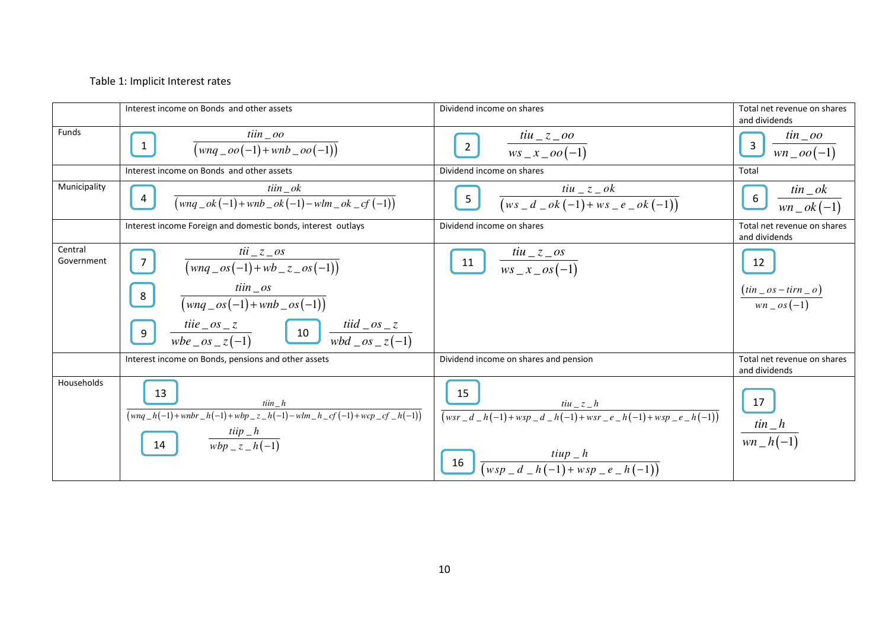Table 1: Implicit Interest rates

| | Interest income on Bonds and other assets | Dividend income on shares | Total net revenue on shares and dividends |
|---|---|---|---|
| Funds | 1 $\frac{tiin\_oo}{(wnq\_oo(-1)+wnb\_oo(-1))}$ | 2 $\frac{tiu\_z\_oo}{ws\_x\_oo(-1)}$ | 3 $\frac{tin\_oo}{wn\_oo(-1)}$ |
| | Interest income on Bonds and other assets | Dividend income on shares | Total |
| Municipality | 4 $\frac{tiin\_ok}{(wnq\_ok(-1)+wnb\_ok(-1)-wlm\_ok\_cf(-1))}$ | 5 $\frac{tiu\_z\_ok}{(ws\_d\_ok(-1)+ws\_e\_ok(-1))}$ | 6 $\frac{tin\_ok}{wn\_ok(-1)}$ |
| | Interest income Foreign and domestic bonds, interest outlays | Dividend income on shares | Total net revenue on shares and dividends |
| Central Government | 7 $\frac{tii\_z\_os}{(wnq\_os(-1)+wb\_z\_os(-1))}$ <br> 8 $\frac{tiin\_os}{(wnq\_os(-1)+wnb\_os(-1))}$ <br> 9 $\frac{tiie\_os\_z}{wbe\_os\_z(-1)}$ 10 $\frac{tiid\_os\_z}{wbd\_os\_z(-1)}$ | 11 $\frac{tiu\_z\_os}{ws\_x\_os(-1)}$ | 12 $\frac{(tin\_os-tirn\_o)}{wn\_os(-1)}$ |
| | Interest income on Bonds, pensions and other assets | Dividend income on shares and pension | Total net revenue on shares and dividends |
| Households | 13 $\frac{tiin\_h}{(wnq\_h(-1)+wnbr\_h(-1)+wbp\_z\_h(-1)-wlm\_h\_cf(-1)+wcp\_cf\_h(-1))}$ <br> 14 $\frac{tiip\_h}{wbp\_z\_h(-1)}$ | 15 $\frac{tiu\_z\_h}{(wsr\_d\_h(-1)+wsp\_d\_h(-1)+wsr\_e\_h(-1)+wsp\_e\_h(-1))}$ <br> 16 $\frac{tiup\_h}{(wsp\_d\_h(-1)+wsp\_e\_h(-1))}$ | 17 $\frac{tin\_h}{wn\_h(-1)}$ |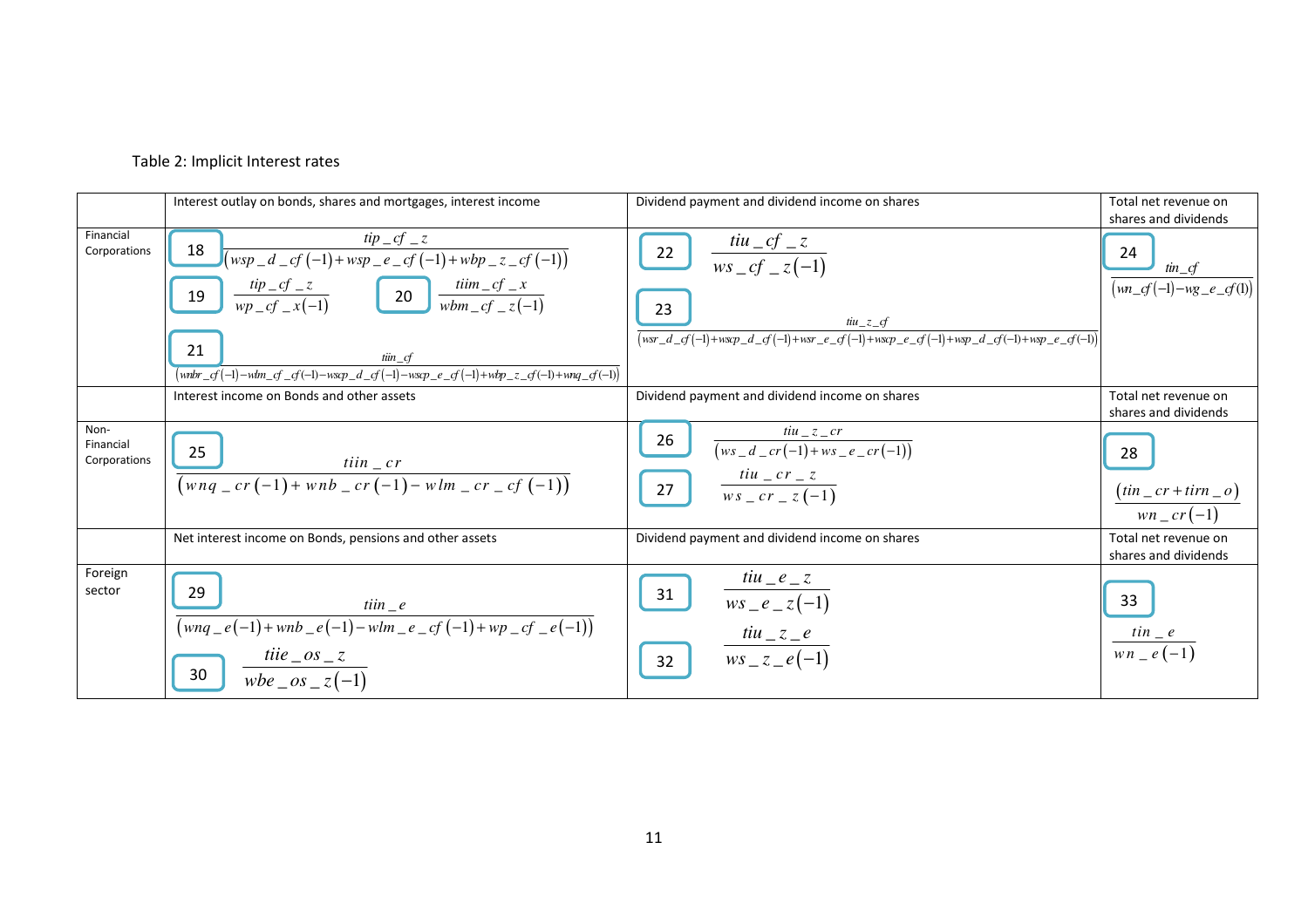Table 2: Implicit Interest rates

| | Interest outlay on bonds, shares and mortgages, interest income | Dividend payment and dividend income on shares | Total net revenue on shares and dividends |
|---|---|---|---|
| Financial Corporations | 18 $\frac{tip\_cf\_z}{\left(wsp\_d\_cf(-1)+wsp\_e\_cf(-1)+wbp\_z\_cf(-1)\right)}$ <br> 19 $\frac{tip\_cf\_z}{wp\_cf\_x(-1)}$ 20 $\frac{tiim\_cf\_x}{wbm\_cf\_z(-1)}$ <br> 21 $\frac{tiin\_cf}{\left(wnbr\_cf(-1)-wlm\_cf\_cf(-1)-wscp\_d\_cf(-1)-wscp\_e\_cf(-1)+wbp\_z\_cf(-1)+wnq\_cf(-1)\right)}$ | 22 $\frac{tiu\_cf\_z}{ws\_cf\_z(-1)}$ <br> 23 $\frac{tiu\_z\_cf}{\left(wsr\_d\_cf(-1)+wscp\_d\_cf(-1)+wsr\_e\_cf(-1)+wscp\_e\_cf(-1)+wsp\_d\_cf(-1)+wsp\_e\_cf(-1)\right)}$ | 24 $\frac{tin\_cf}{\left(wn\_cf(-1)-wg\_e\_cf(1)\right)}$ |
| | Interest income on Bonds and other assets | Dividend payment and dividend income on shares | Total net revenue on shares and dividends |
| Non-Financial Corporations | 25 $\frac{tiin\_cr}{\left(wnq\_cr(-1)+wnb\_cr(-1)-wlm\_cr\_cf(-1)\right)}$ | 26 $\frac{tiu\_z\_cr}{\left(ws\_d\_cr(-1)+ws\_e\_cr(-1)\right)}$ <br> 27 $\frac{tiu\_cr\_z}{ws\_cr\_z(-1)}$ | 28 $\frac{\left(tin\_cr+tirn\_o\right)}{wn\_cr(-1)}$ |
| | Net interest income on Bonds, pensions and other assets | Dividend payment and dividend income on shares | Total net revenue on shares and dividends |
| Foreign sector | 29 $\frac{tiin\_e}{\left(wnq\_e(-1)+wnb\_e(-1)-wlm\_e\_cf(-1)+wp\_cf\_e(-1)\right)}$ <br> 30 $\frac{tiie\_os\_z}{wbe\_os\_z(-1)}$ | 31 $\frac{tiu\_e\_z}{ws\_e\_z(-1)}$ <br> 32 $\frac{tiu\_z\_e}{ws\_z\_e(-1)}$ | 33 $\frac{tin\_e}{wn\_e(-1)}$ |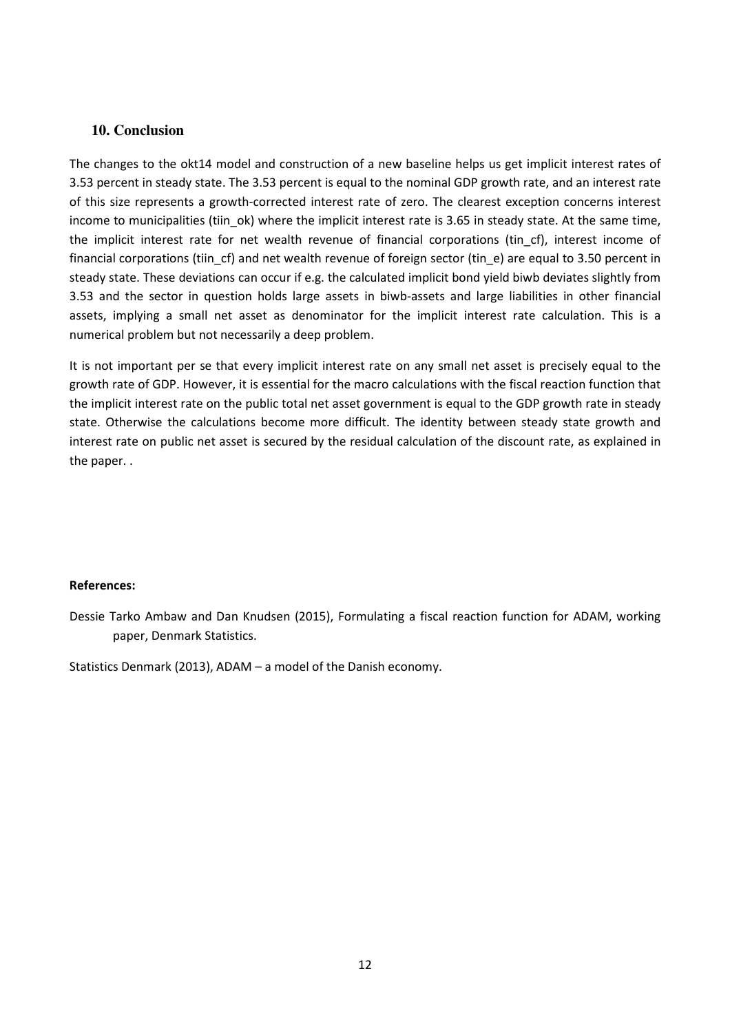## 10. Conclusion

The changes to the okt14 model and construction of a new baseline helps us get implicit interest rates of 3.53 percent in steady state. The 3.53 percent is equal to the nominal GDP growth rate, and an interest rate of this size represents a growth-corrected interest rate of zero. The clearest exception concerns interest income to municipalities (tiin_ok) where the implicit interest rate is 3.65 in steady state. At the same time, the implicit interest rate for net wealth revenue of financial corporations (tin_cf), interest income of financial corporations (tiin_cf) and net wealth revenue of foreign sector (tin_e) are equal to 3.50 percent in steady state. These deviations can occur if e.g. the calculated implicit bond yield biwb deviates slightly from 3.53 and the sector in question holds large assets in biwb-assets and large liabilities in other financial assets, implying a small net asset as denominator for the implicit interest rate calculation. This is a numerical problem but not necessarily a deep problem.

It is not important per se that every implicit interest rate on any small net asset is precisely equal to the growth rate of GDP. However, it is essential for the macro calculations with the fiscal reaction function that the implicit interest rate on the public total net asset government is equal to the GDP growth rate in steady state. Otherwise the calculations become more difficult. The identity between steady state growth and interest rate on public net asset is secured by the residual calculation of the discount rate, as explained in the paper. .

**References:**

Dessie Tarko Ambaw and Dan Knudsen (2015), Formulating a fiscal reaction function for ADAM, working paper, Denmark Statistics.

Statistics Denmark (2013), ADAM – a model of the Danish economy.